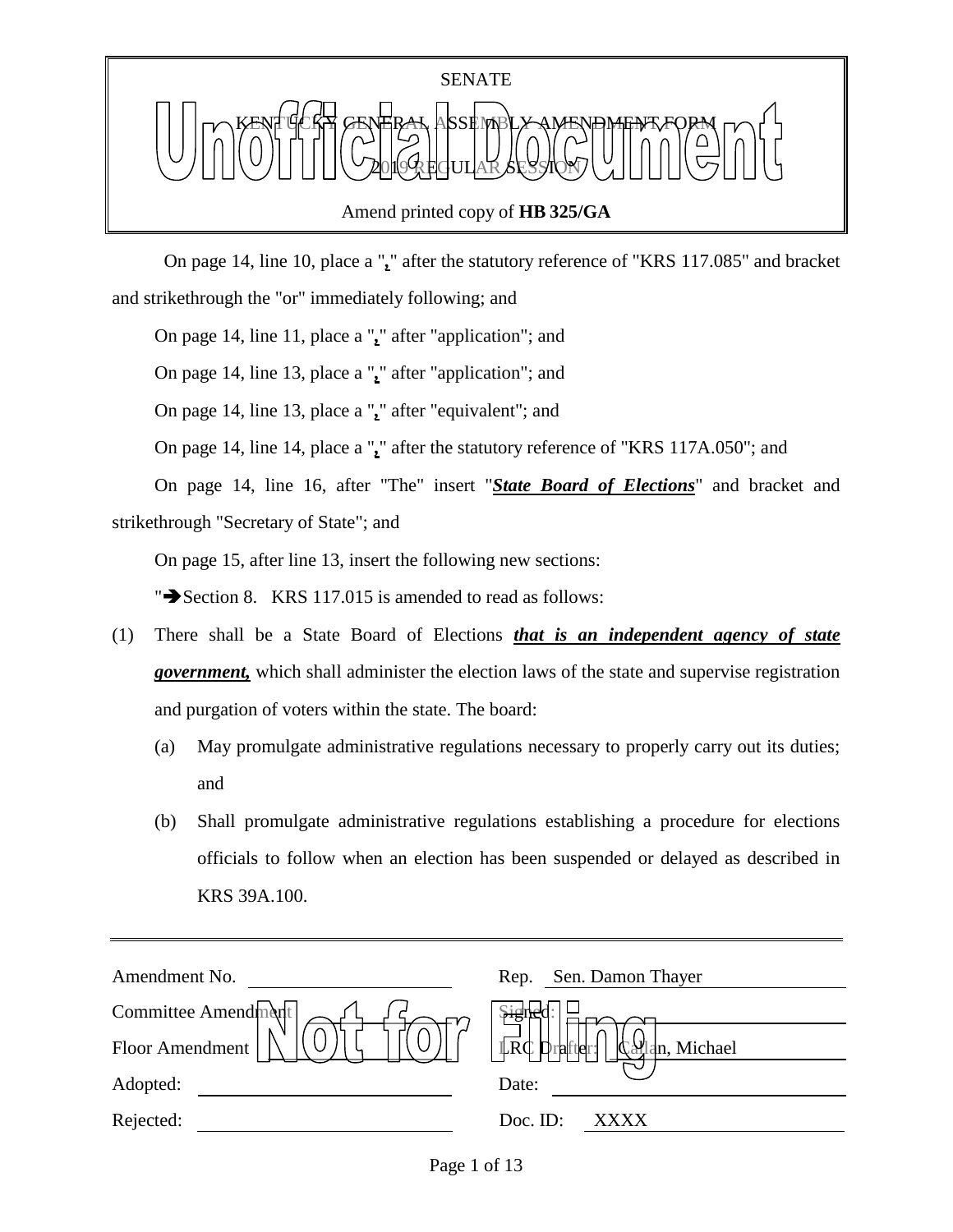SENATE

KENTUCKY GENERAL ASSEMBLY AMENDMENT FORM

2019 REGULAR SESSION

Amend printed copy of **HB 325/GA**

On page 14, line 10, place a "**,**" after the statutory reference of "KRS 117.085" and bracket and strikethrough the "or" immediately following; and

On page 14, line 11, place a "**,**" after "application"; and

On page 14, line 13, place a "**,**" after "application"; and

On page 14, line 13, place a "**,**" after "equivalent"; and

On page 14, line 14, place a "**,**" after the statutory reference of "KRS 117A.050"; and

On page 14, line 16, after "The" insert "***State Board of Elections***" and bracket and strikethrough "Secretary of State"; and

On page 15, after line 13, insert the following new sections:

"➔Section 8. KRS 117.015 is amended to read as follows:

(1) There shall be a State Board of Elections ***that is an independent agency of state government,*** which shall administer the election laws of the state and supervise registration and purgation of voters within the state. The board:

 (a) May promulgate administrative regulations necessary to properly carry out its duties; and

 (b) Shall promulgate administrative regulations establishing a procedure for elections officials to follow when an election has been suspended or delayed as described in KRS 39A.100.

| | | | |
|---|---|---|---|
| Amendment No. | | Rep. | Sen. Damon Thayer |
| Committee Amendment | | Signed: | |
| Floor Amendment | | LRC Drafter: | Callan, Michael |
| Adopted: | | Date: | |
| Rejected: | | Doc. ID: | XXXX |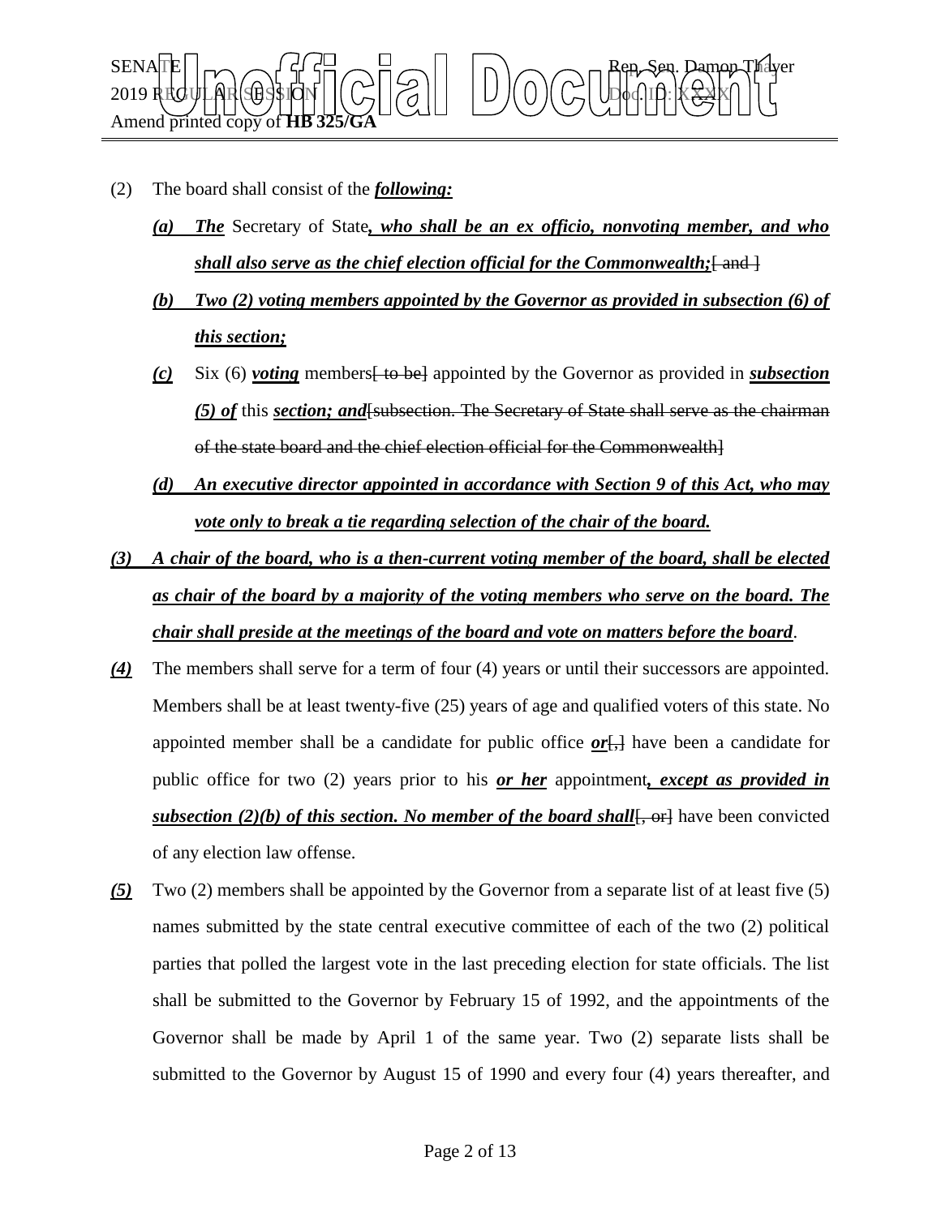(2) The board shall consist of the ***following:***

***(a) The*** Secretary of State***, who shall be an ex officio, nonvoting member, and who shall also serve as the chief election official for the Commonwealth;***~~[ and ]~~

***(b) Two (2) voting members appointed by the Governor as provided in subsection (6) of this section;***

***(c)*** Six (6) ***voting*** members~~[ to be]~~ appointed by the Governor as provided in ***subsection (5) of*** this ***section; and***~~[subsection. The Secretary of State shall serve as the chairman of the state board and the chief election official for the Commonwealth]~~

***(d) An executive director appointed in accordance with Section 9 of this Act, who may vote only to break a tie regarding selection of the chair of the board.***

***(3) A chair of the board, who is a then-current voting member of the board, shall be elected as chair of the board by a majority of the voting members who serve on the board. The chair shall preside at the meetings of the board and vote on matters before the board***.

***(4)*** The members shall serve for a term of four (4) years or until their successors are appointed. Members shall be at least twenty-five (25) years of age and qualified voters of this state. No appointed member shall be a candidate for public office ***or***~~[,]~~ have been a candidate for public office for two (2) years prior to his ***or her*** appointment***, except as provided in subsection (2)(b) of this section. No member of the board shall***~~[, or]~~ have been convicted of any election law offense.

***(5)*** Two (2) members shall be appointed by the Governor from a separate list of at least five (5) names submitted by the state central executive committee of each of the two (2) political parties that polled the largest vote in the last preceding election for state officials. The list shall be submitted to the Governor by February 15 of 1992, and the appointments of the Governor shall be made by April 1 of the same year. Two (2) separate lists shall be submitted to the Governor by August 15 of 1990 and every four (4) years thereafter, and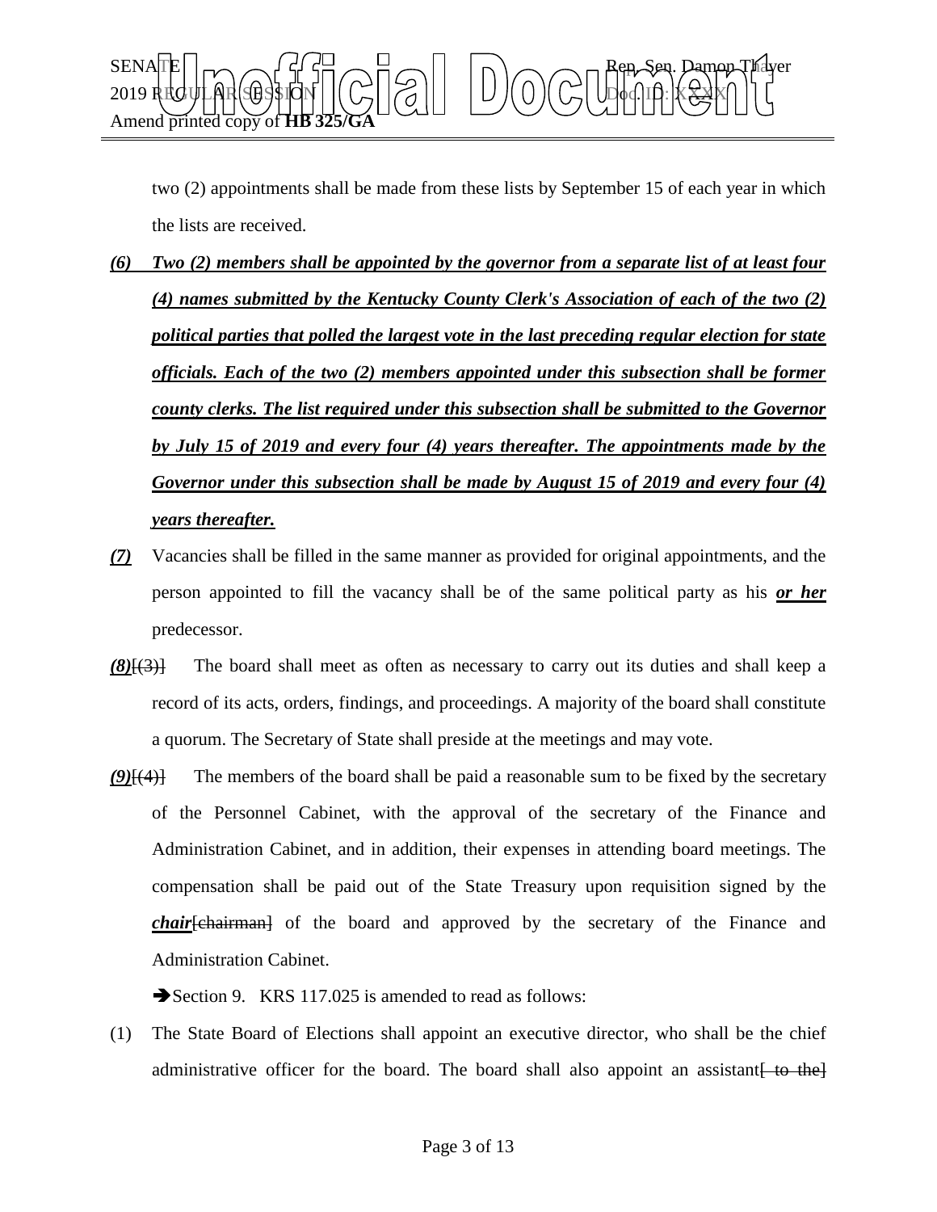two (2) appointments shall be made from these lists by September 15 of each year in which the lists are received.

*(6)* ***Two (2) members shall be appointed by the governor from a separate list of at least four (4) names submitted by the Kentucky County Clerk's Association of each of the two (2) political parties that polled the largest vote in the last preceding regular election for state officials. Each of the two (2) members appointed under this subsection shall be former county clerks. The list required under this subsection shall be submitted to the Governor by July 15 of 2019 and every four (4) years thereafter. The appointments made by the Governor under this subsection shall be made by August 15 of 2019 and every four (4) years thereafter.***

*(7)* Vacancies shall be filled in the same manner as provided for original appointments, and the person appointed to fill the vacancy shall be of the same political party as his ***or her*** predecessor.

*(8)*[(3)] The board shall meet as often as necessary to carry out its duties and shall keep a record of its acts, orders, findings, and proceedings. A majority of the board shall constitute a quorum. The Secretary of State shall preside at the meetings and may vote.

*(9)*[(4)] The members of the board shall be paid a reasonable sum to be fixed by the secretary of the Personnel Cabinet, with the approval of the secretary of the Finance and Administration Cabinet, and in addition, their expenses in attending board meetings. The compensation shall be paid out of the State Treasury upon requisition signed by the ***chair***[chairman] of the board and approved by the secretary of the Finance and Administration Cabinet.

➔Section 9. KRS 117.025 is amended to read as follows:

(1) The State Board of Elections shall appoint an executive director, who shall be the chief administrative officer for the board. The board shall also appoint an assistant[ to the]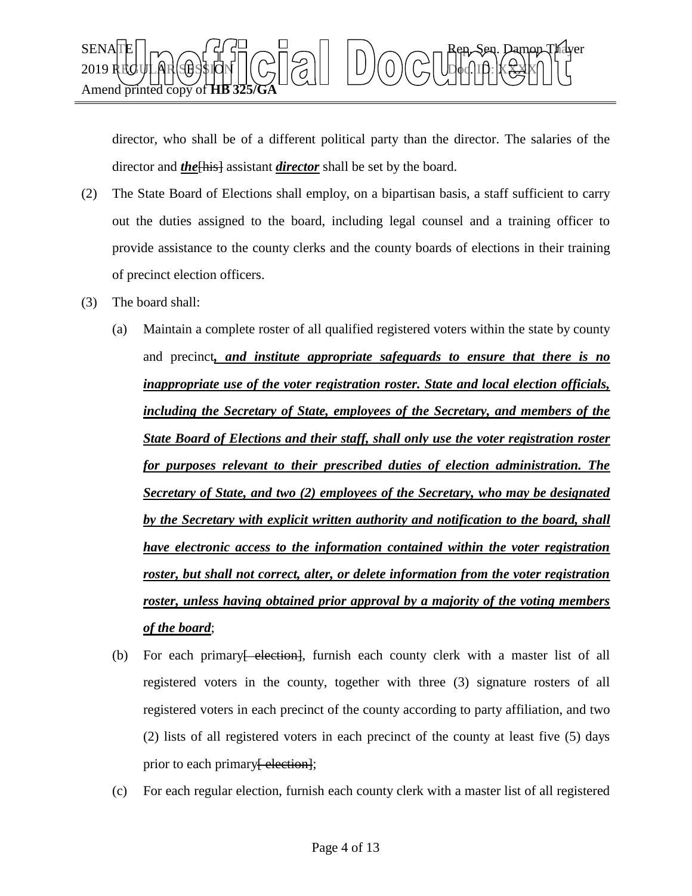director, who shall be of a different political party than the director. The salaries of the director and ***the***[his] assistant ***director*** shall be set by the board.

(2) The State Board of Elections shall employ, on a bipartisan basis, a staff sufficient to carry out the duties assigned to the board, including legal counsel and a training officer to provide assistance to the county clerks and the county boards of elections in their training of precinct election officers.

(3) The board shall:

(a) Maintain a complete roster of all qualified registered voters within the state by county and precinct***, and institute appropriate safeguards to ensure that there is no inappropriate use of the voter registration roster. State and local election officials, including the Secretary of State, employees of the Secretary, and members of the State Board of Elections and their staff, shall only use the voter registration roster for purposes relevant to their prescribed duties of election administration. The Secretary of State, and two (2) employees of the Secretary, who may be designated by the Secretary with explicit written authority and notification to the board, shall have electronic access to the information contained within the voter registration roster, but shall not correct, alter, or delete information from the voter registration roster, unless having obtained prior approval by a majority of the voting members of the board***;

(b) For each primary[ election], furnish each county clerk with a master list of all registered voters in the county, together with three (3) signature rosters of all registered voters in each precinct of the county according to party affiliation, and two (2) lists of all registered voters in each precinct of the county at least five (5) days prior to each primary[ election];

(c) For each regular election, furnish each county clerk with a master list of all registered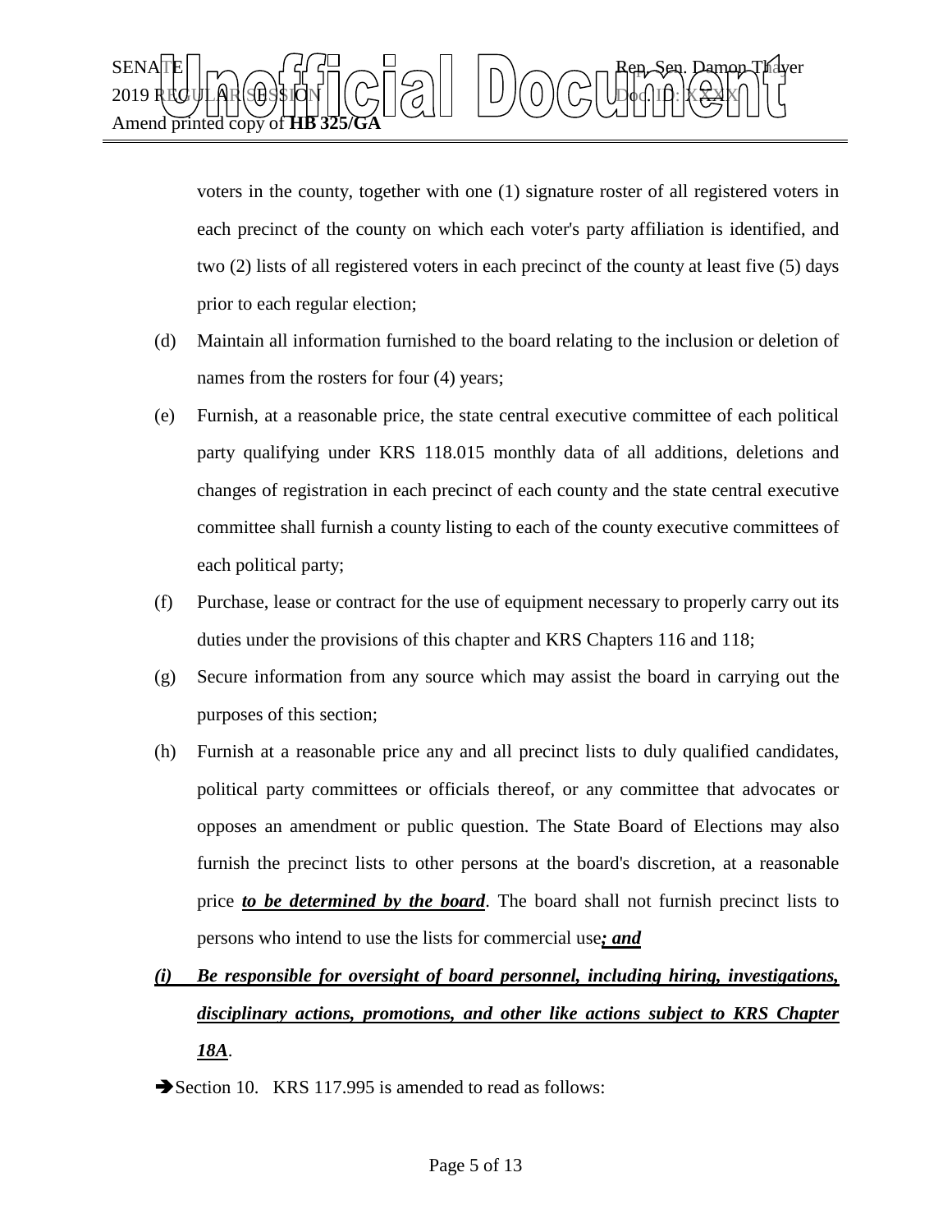voters in the county, together with one (1) signature roster of all registered voters in each precinct of the county on which each voter's party affiliation is identified, and two (2) lists of all registered voters in each precinct of the county at least five (5) days prior to each regular election;

(d) Maintain all information furnished to the board relating to the inclusion or deletion of names from the rosters for four (4) years;

(e) Furnish, at a reasonable price, the state central executive committee of each political party qualifying under KRS 118.015 monthly data of all additions, deletions and changes of registration in each precinct of each county and the state central executive committee shall furnish a county listing to each of the county executive committees of each political party;

(f) Purchase, lease or contract for the use of equipment necessary to properly carry out its duties under the provisions of this chapter and KRS Chapters 116 and 118;

(g) Secure information from any source which may assist the board in carrying out the purposes of this section;

(h) Furnish at a reasonable price any and all precinct lists to duly qualified candidates, political party committees or officials thereof, or any committee that advocates or opposes an amendment or public question. The State Board of Elections may also furnish the precinct lists to other persons at the board's discretion, at a reasonable price ***to be determined by the board***. The board shall not furnish precinct lists to persons who intend to use the lists for commercial use***; and***

***(i) Be responsible for oversight of board personnel, including hiring, investigations, disciplinary actions, promotions, and other like actions subject to KRS Chapter 18A***.

➔Section 10. KRS 117.995 is amended to read as follows: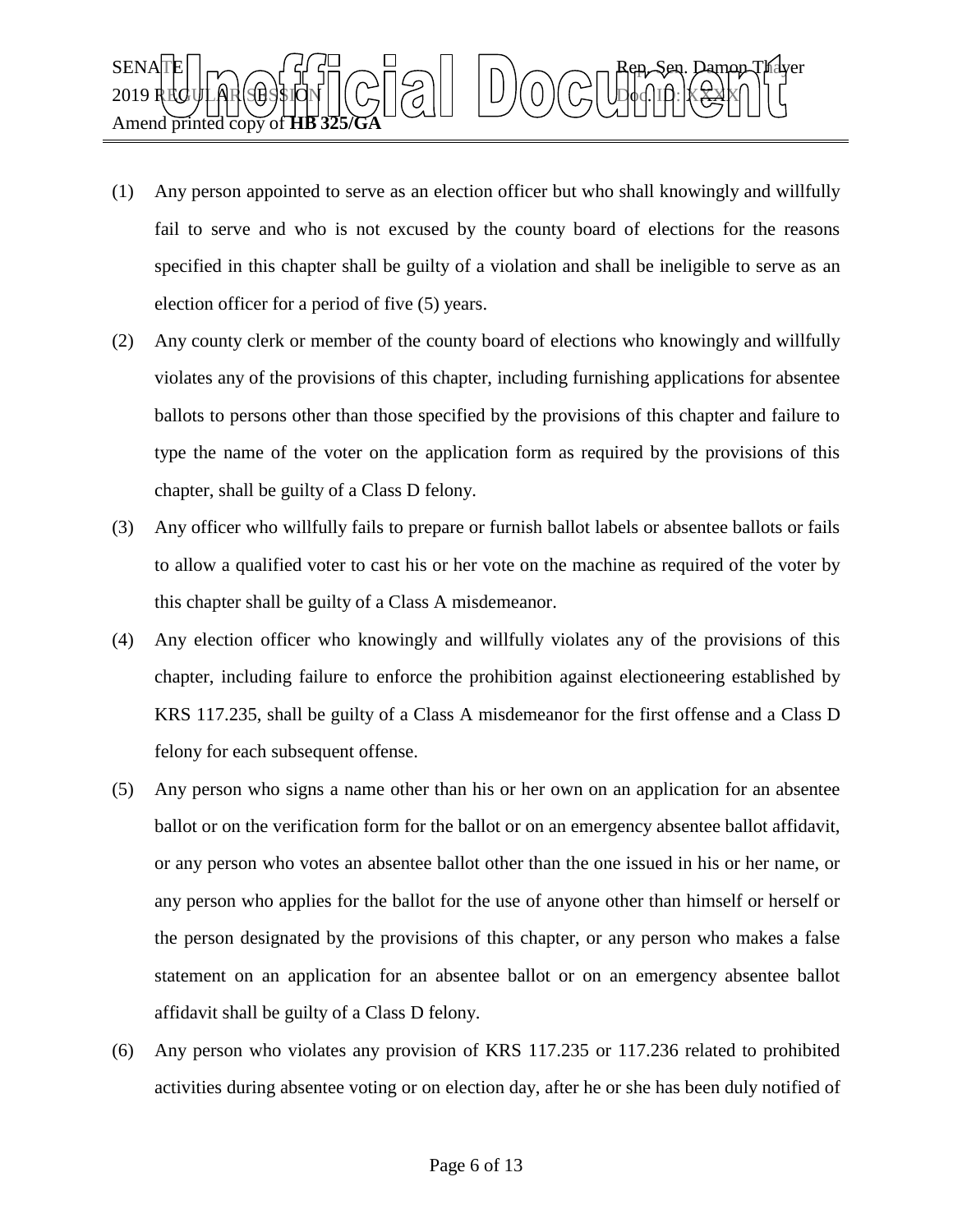(1) Any person appointed to serve as an election officer but who shall knowingly and willfully fail to serve and who is not excused by the county board of elections for the reasons specified in this chapter shall be guilty of a violation and shall be ineligible to serve as an election officer for a period of five (5) years.

(2) Any county clerk or member of the county board of elections who knowingly and willfully violates any of the provisions of this chapter, including furnishing applications for absentee ballots to persons other than those specified by the provisions of this chapter and failure to type the name of the voter on the application form as required by the provisions of this chapter, shall be guilty of a Class D felony.

(3) Any officer who willfully fails to prepare or furnish ballot labels or absentee ballots or fails to allow a qualified voter to cast his or her vote on the machine as required of the voter by this chapter shall be guilty of a Class A misdemeanor.

(4) Any election officer who knowingly and willfully violates any of the provisions of this chapter, including failure to enforce the prohibition against electioneering established by KRS 117.235, shall be guilty of a Class A misdemeanor for the first offense and a Class D felony for each subsequent offense.

(5) Any person who signs a name other than his or her own on an application for an absentee ballot or on the verification form for the ballot or on an emergency absentee ballot affidavit, or any person who votes an absentee ballot other than the one issued in his or her name, or any person who applies for the ballot for the use of anyone other than himself or herself or the person designated by the provisions of this chapter, or any person who makes a false statement on an application for an absentee ballot or on an emergency absentee ballot affidavit shall be guilty of a Class D felony.

(6) Any person who violates any provision of KRS 117.235 or 117.236 related to prohibited activities during absentee voting or on election day, after he or she has been duly notified of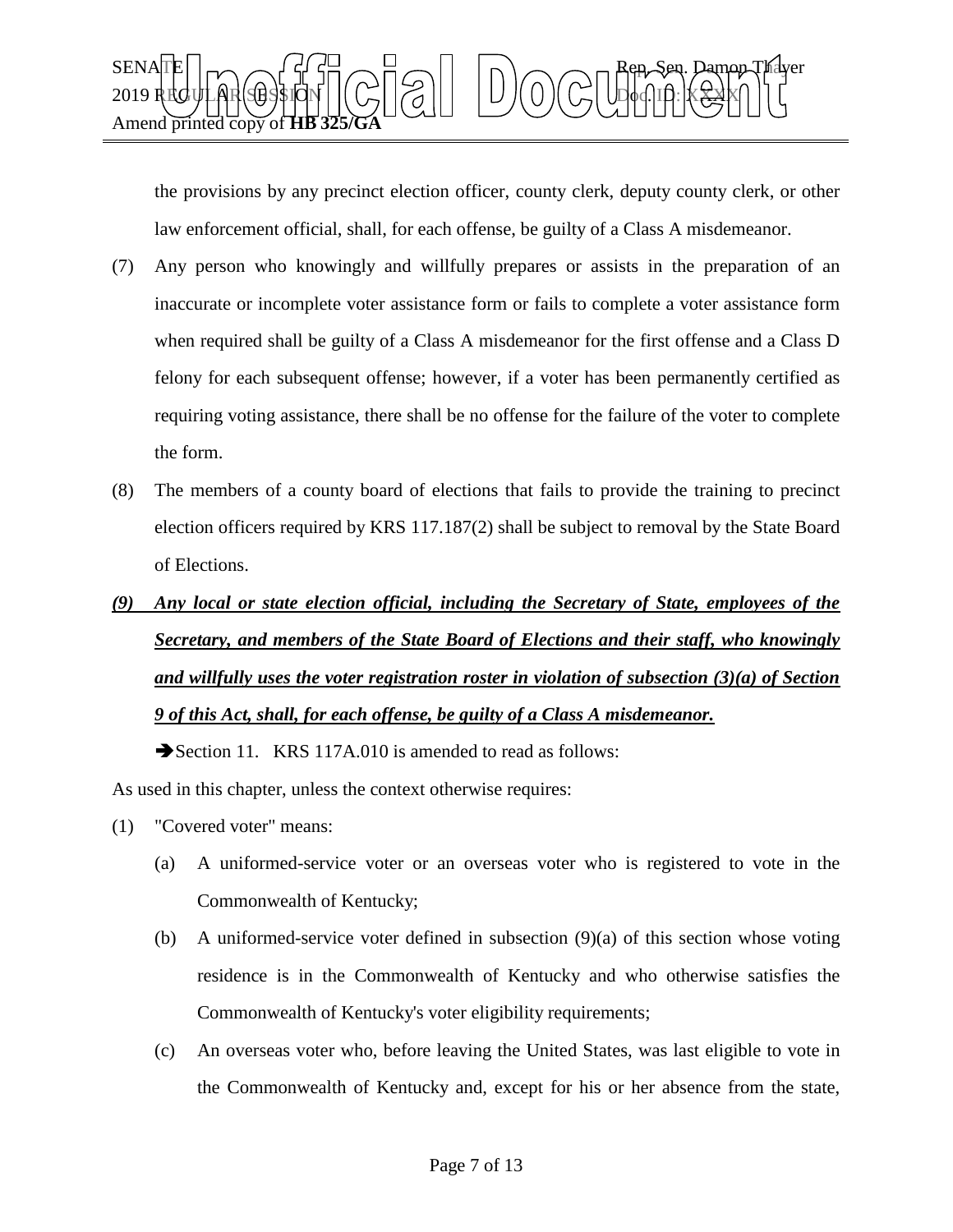the provisions by any precinct election officer, county clerk, deputy county clerk, or other law enforcement official, shall, for each offense, be guilty of a Class A misdemeanor.

(7) Any person who knowingly and willfully prepares or assists in the preparation of an inaccurate or incomplete voter assistance form or fails to complete a voter assistance form when required shall be guilty of a Class A misdemeanor for the first offense and a Class D felony for each subsequent offense; however, if a voter has been permanently certified as requiring voting assistance, there shall be no offense for the failure of the voter to complete the form.

(8) The members of a county board of elections that fails to provide the training to precinct election officers required by KRS 117.187(2) shall be subject to removal by the State Board of Elections.

***(9) Any local or state election official, including the Secretary of State, employees of the Secretary, and members of the State Board of Elections and their staff, who knowingly and willfully uses the voter registration roster in violation of subsection (3)(a) of Section 9 of this Act, shall, for each offense, be guilty of a Class A misdemeanor.***

➔Section 11. KRS 117A.010 is amended to read as follows:

As used in this chapter, unless the context otherwise requires:

(1) "Covered voter" means:

(a) A uniformed-service voter or an overseas voter who is registered to vote in the Commonwealth of Kentucky;

(b) A uniformed-service voter defined in subsection (9)(a) of this section whose voting residence is in the Commonwealth of Kentucky and who otherwise satisfies the Commonwealth of Kentucky's voter eligibility requirements;

(c) An overseas voter who, before leaving the United States, was last eligible to vote in the Commonwealth of Kentucky and, except for his or her absence from the state,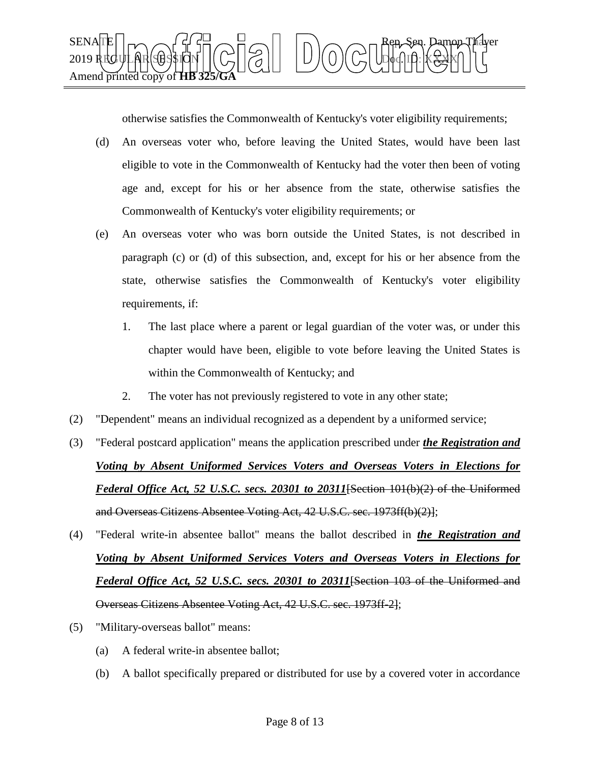otherwise satisfies the Commonwealth of Kentucky's voter eligibility requirements;

(d) An overseas voter who, before leaving the United States, would have been last eligible to vote in the Commonwealth of Kentucky had the voter then been of voting age and, except for his or her absence from the state, otherwise satisfies the Commonwealth of Kentucky's voter eligibility requirements; or

(e) An overseas voter who was born outside the United States, is not described in paragraph (c) or (d) of this subsection, and, except for his or her absence from the state, otherwise satisfies the Commonwealth of Kentucky's voter eligibility requirements, if:

1. The last place where a parent or legal guardian of the voter was, or under this chapter would have been, eligible to vote before leaving the United States is within the Commonwealth of Kentucky; and

2. The voter has not previously registered to vote in any other state;

(2) "Dependent" means an individual recognized as a dependent by a uniformed service;

(3) "Federal postcard application" means the application prescribed under ***the Registration and Voting by Absent Uniformed Services Voters and Overseas Voters in Elections for Federal Office Act, 52 U.S.C. secs. 20301 to 20311***~~[Section 101(b)(2) of the Uniformed and Overseas Citizens Absentee Voting Act, 42 U.S.C. sec. 1973ff(b)(2)]~~;

(4) "Federal write-in absentee ballot" means the ballot described in ***the Registration and Voting by Absent Uniformed Services Voters and Overseas Voters in Elections for Federal Office Act, 52 U.S.C. secs. 20301 to 20311***~~[Section 103 of the Uniformed and Overseas Citizens Absentee Voting Act, 42 U.S.C. sec. 1973ff-2]~~;

(5) "Military-overseas ballot" means:

(a) A federal write-in absentee ballot;

(b) A ballot specifically prepared or distributed for use by a covered voter in accordance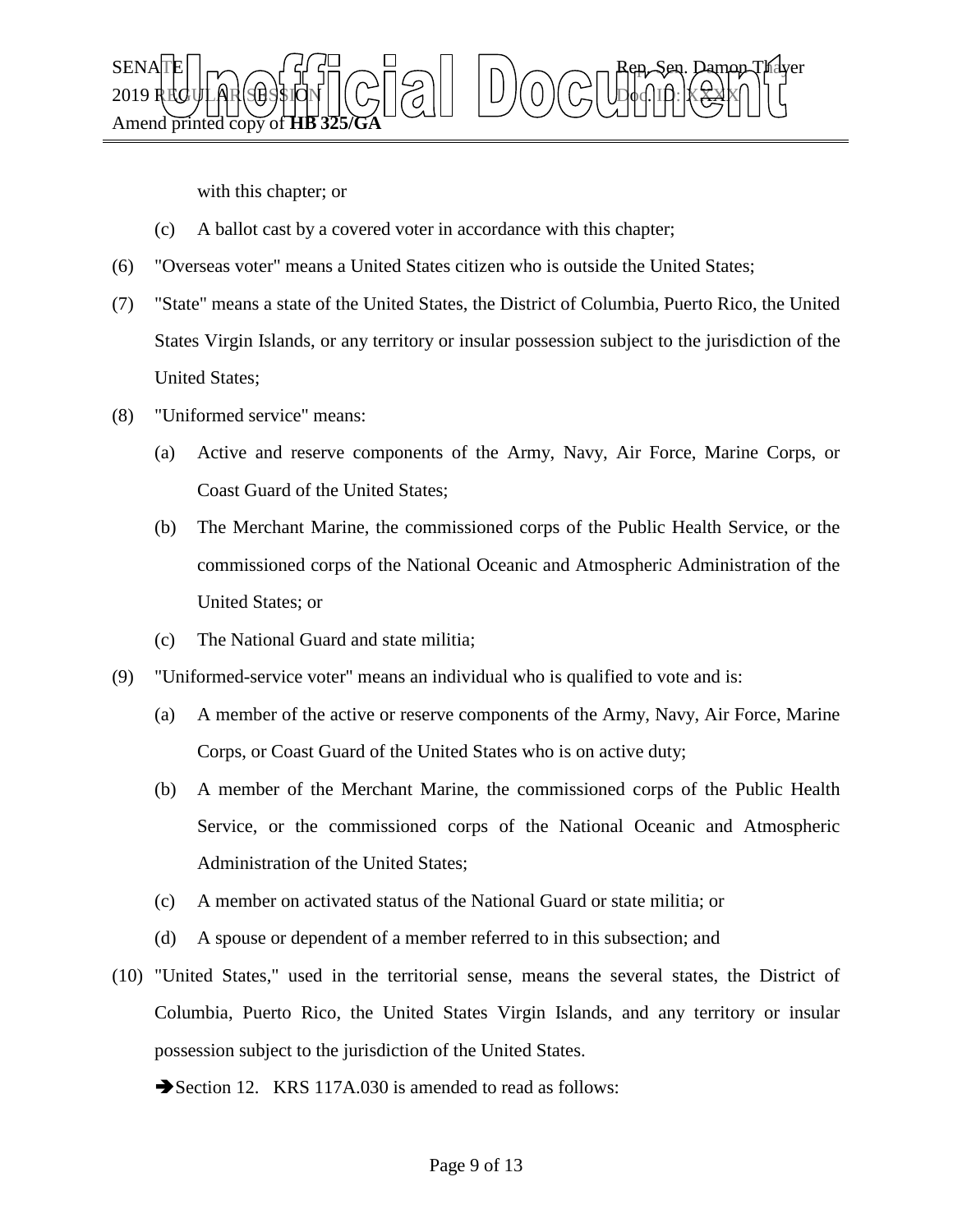with this chapter; or

(c) A ballot cast by a covered voter in accordance with this chapter;

(6) "Overseas voter" means a United States citizen who is outside the United States;

(7) "State" means a state of the United States, the District of Columbia, Puerto Rico, the United States Virgin Islands, or any territory or insular possession subject to the jurisdiction of the United States;

(8) "Uniformed service" means:

(a) Active and reserve components of the Army, Navy, Air Force, Marine Corps, or Coast Guard of the United States;

(b) The Merchant Marine, the commissioned corps of the Public Health Service, or the commissioned corps of the National Oceanic and Atmospheric Administration of the United States; or

(c) The National Guard and state militia;

(9) "Uniformed-service voter" means an individual who is qualified to vote and is:

(a) A member of the active or reserve components of the Army, Navy, Air Force, Marine Corps, or Coast Guard of the United States who is on active duty;

(b) A member of the Merchant Marine, the commissioned corps of the Public Health Service, or the commissioned corps of the National Oceanic and Atmospheric Administration of the United States;

(c) A member on activated status of the National Guard or state militia; or

(d) A spouse or dependent of a member referred to in this subsection; and

(10) "United States," used in the territorial sense, means the several states, the District of Columbia, Puerto Rico, the United States Virgin Islands, and any territory or insular possession subject to the jurisdiction of the United States.

➔Section 12. KRS 117A.030 is amended to read as follows: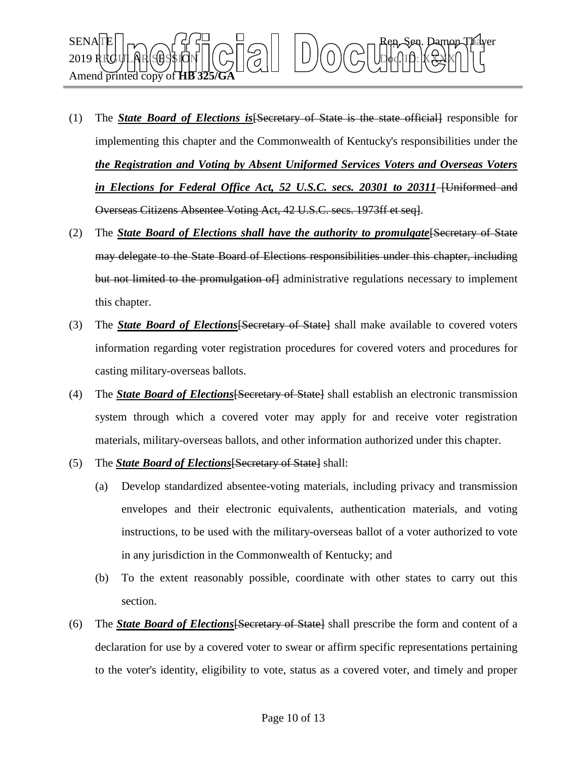(1) The ***State Board of Elections is***[Secretary of State is the state official] responsible for implementing this chapter and the Commonwealth of Kentucky's responsibilities under the ***the Registration and Voting by Absent Uniformed Services Voters and Overseas Voters in Elections for Federal Office Act, 52 U.S.C. secs. 20301 to 20311*** [Uniformed and Overseas Citizens Absentee Voting Act, 42 U.S.C. secs. 1973ff et seq].

(2) The ***State Board of Elections shall have the authority to promulgate***[Secretary of State may delegate to the State Board of Elections responsibilities under this chapter, including but not limited to the promulgation of] administrative regulations necessary to implement this chapter.

(3) The ***State Board of Elections***[Secretary of State] shall make available to covered voters information regarding voter registration procedures for covered voters and procedures for casting military-overseas ballots.

(4) The ***State Board of Elections***[Secretary of State] shall establish an electronic transmission system through which a covered voter may apply for and receive voter registration materials, military-overseas ballots, and other information authorized under this chapter.

(5) The ***State Board of Elections***[Secretary of State] shall:

(a) Develop standardized absentee-voting materials, including privacy and transmission envelopes and their electronic equivalents, authentication materials, and voting instructions, to be used with the military-overseas ballot of a voter authorized to vote in any jurisdiction in the Commonwealth of Kentucky; and

(b) To the extent reasonably possible, coordinate with other states to carry out this section.

(6) The ***State Board of Elections***[Secretary of State] shall prescribe the form and content of a declaration for use by a covered voter to swear or affirm specific representations pertaining to the voter's identity, eligibility to vote, status as a covered voter, and timely and proper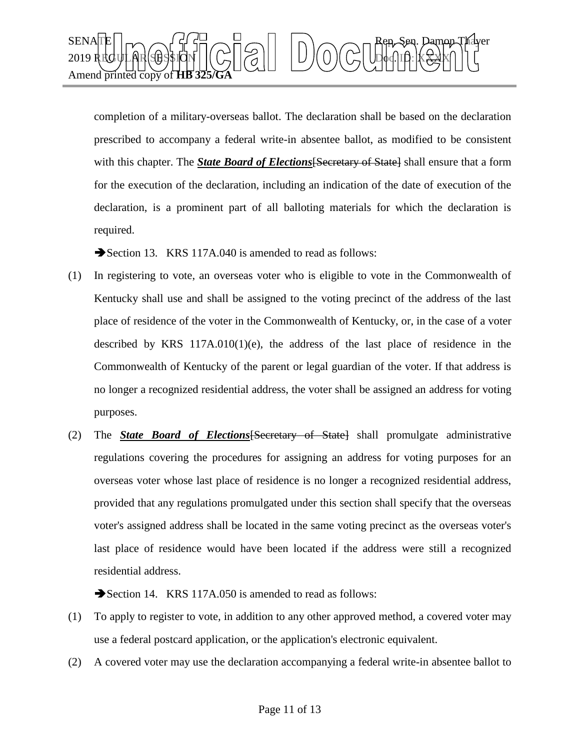completion of a military-overseas ballot. The declaration shall be based on the declaration prescribed to accompany a federal write-in absentee ballot, as modified to be consistent with this chapter. The ***State Board of Elections***~~[Secretary of State]~~ shall ensure that a form for the execution of the declaration, including an indication of the date of execution of the declaration, is a prominent part of all balloting materials for which the declaration is required.

➔Section 13. KRS 117A.040 is amended to read as follows:

(1) In registering to vote, an overseas voter who is eligible to vote in the Commonwealth of Kentucky shall use and shall be assigned to the voting precinct of the address of the last place of residence of the voter in the Commonwealth of Kentucky, or, in the case of a voter described by KRS 117A.010(1)(e), the address of the last place of residence in the Commonwealth of Kentucky of the parent or legal guardian of the voter. If that address is no longer a recognized residential address, the voter shall be assigned an address for voting purposes.

(2) The ***State Board of Elections***~~[Secretary of State]~~ shall promulgate administrative regulations covering the procedures for assigning an address for voting purposes for an overseas voter whose last place of residence is no longer a recognized residential address, provided that any regulations promulgated under this section shall specify that the overseas voter's assigned address shall be located in the same voting precinct as the overseas voter's last place of residence would have been located if the address were still a recognized residential address.

➔Section 14. KRS 117A.050 is amended to read as follows:

(1) To apply to register to vote, in addition to any other approved method, a covered voter may use a federal postcard application, or the application's electronic equivalent.

(2) A covered voter may use the declaration accompanying a federal write-in absentee ballot to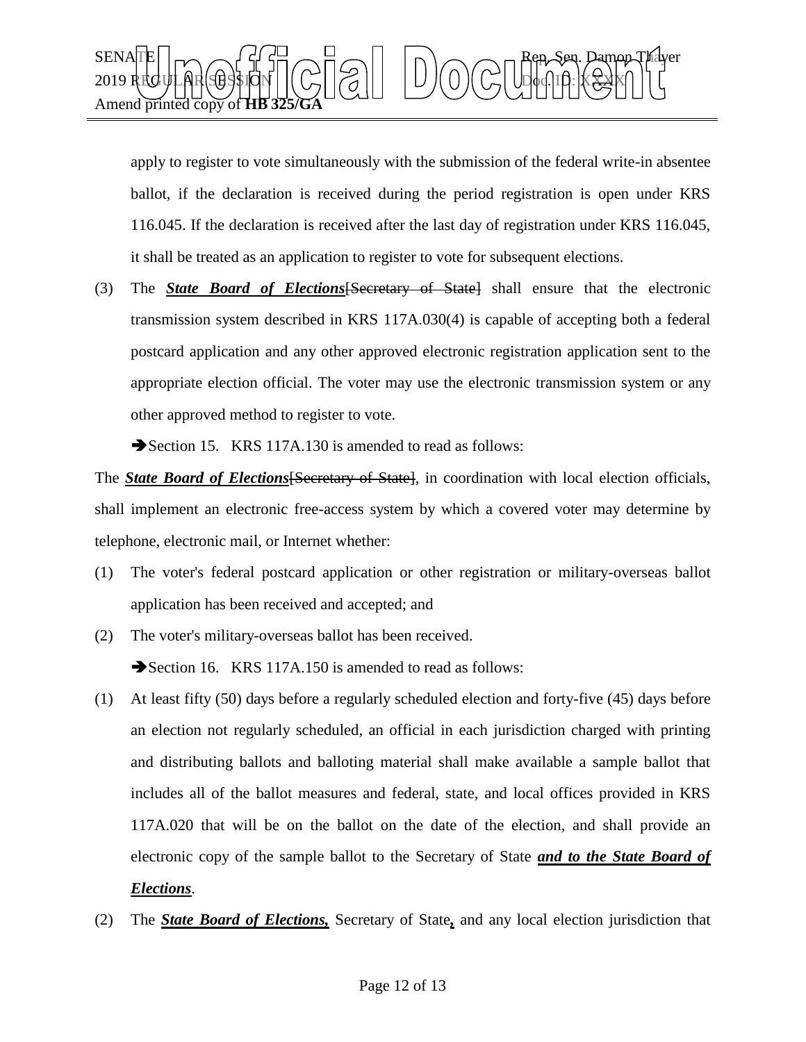apply to register to vote simultaneously with the submission of the federal write-in absentee ballot, if the declaration is received during the period registration is open under KRS 116.045. If the declaration is received after the last day of registration under KRS 116.045, it shall be treated as an application to register to vote for subsequent elections.

(3) The ***State Board of Elections***~~[Secretary of State]~~ shall ensure that the electronic transmission system described in KRS 117A.030(4) is capable of accepting both a federal postcard application and any other approved electronic registration application sent to the appropriate election official. The voter may use the electronic transmission system or any other approved method to register to vote.

➔Section 15. KRS 117A.130 is amended to read as follows:

The ***State Board of Elections***~~[Secretary of State]~~, in coordination with local election officials, shall implement an electronic free-access system by which a covered voter may determine by telephone, electronic mail, or Internet whether:

(1) The voter's federal postcard application or other registration or military-overseas ballot application has been received and accepted; and

(2) The voter's military-overseas ballot has been received.

➔Section 16. KRS 117A.150 is amended to read as follows:

(1) At least fifty (50) days before a regularly scheduled election and forty-five (45) days before an election not regularly scheduled, an official in each jurisdiction charged with printing and distributing ballots and balloting material shall make available a sample ballot that includes all of the ballot measures and federal, state, and local offices provided in KRS 117A.020 that will be on the ballot on the date of the election, and shall provide an electronic copy of the sample ballot to the Secretary of State ***and to the State Board of Elections***.

(2) The ***State Board of Elections,*** Secretary of State***,*** and any local election jurisdiction that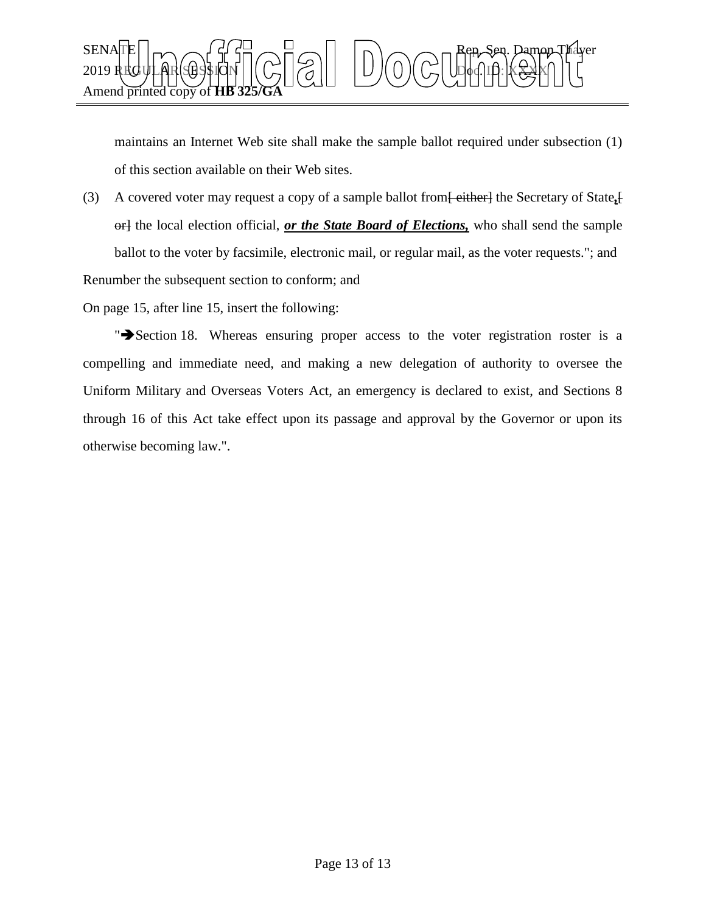maintains an Internet Web site shall make the sample ballot required under subsection (1) of this section available on their Web sites.

(3) A covered voter may request a copy of a sample ballot from~~[ either]~~ the Secretary of State**,**~~[ or]~~ the local election official, ***or the State Board of Elections,*** who shall send the sample ballot to the voter by facsimile, electronic mail, or regular mail, as the voter requests."; and

Renumber the subsequent section to conform; and

On page 15, after line 15, insert the following:

"➔Section 18. Whereas ensuring proper access to the voter registration roster is a compelling and immediate need, and making a new delegation of authority to oversee the Uniform Military and Overseas Voters Act, an emergency is declared to exist, and Sections 8 through 16 of this Act take effect upon its passage and approval by the Governor or upon its otherwise becoming law.".